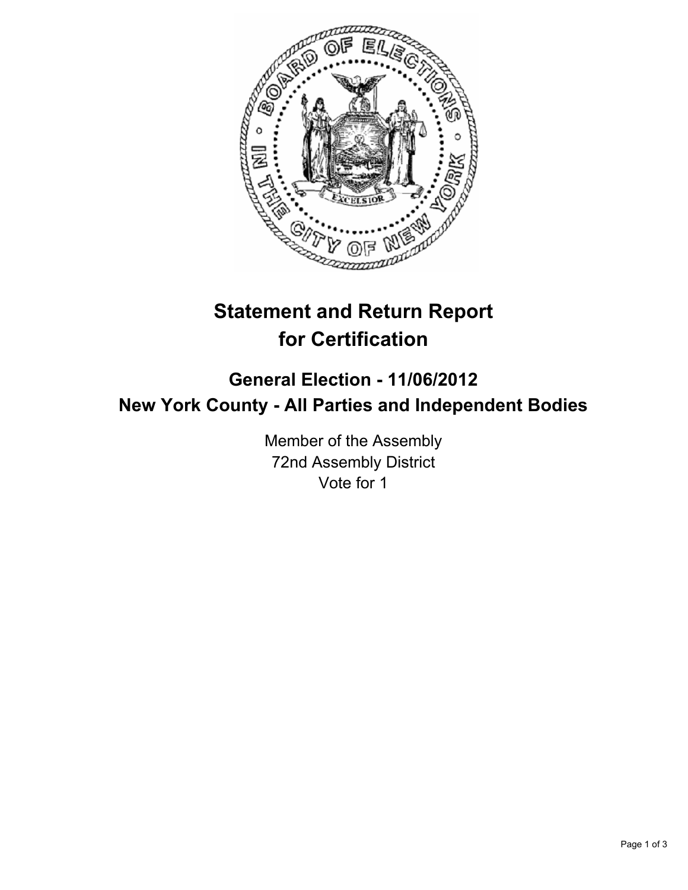# Statement and Return Report for Certification

## General Election - 11/06/2012
## New York County - All Parties and Independent Bodies

Member of the Assembly
72nd Assembly District
Vote for 1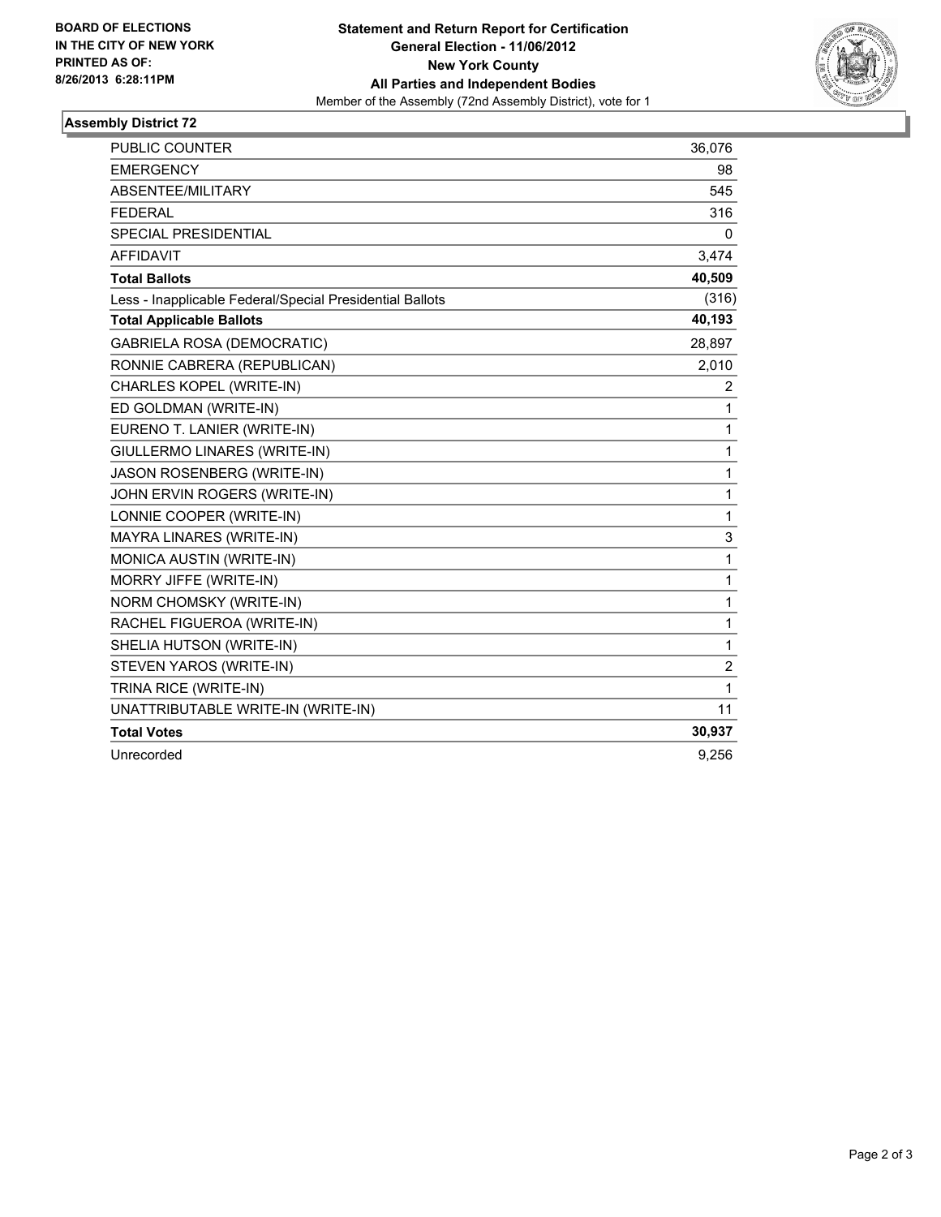**BOARD OF ELECTIONS**
**IN THE CITY OF NEW YORK**
**PRINTED AS OF:**
**8/26/2013 6:28:11PM**

**Statement and Return Report for Certification**
**General Election - 11/06/2012**
**New York County**
**All Parties and Independent Bodies**
Member of the Assembly (72nd Assembly District), vote for 1

### Assembly District 72

| | |
|---|---|
| PUBLIC COUNTER | 36,076 |
| EMERGENCY | 98 |
| ABSENTEE/MILITARY | 545 |
| FEDERAL | 316 |
| SPECIAL PRESIDENTIAL | 0 |
| AFFIDAVIT | 3,474 |
| **Total Ballots** | **40,509** |
| Less - Inapplicable Federal/Special Presidential Ballots | (316) |
| **Total Applicable Ballots** | **40,193** |
| GABRIELA ROSA (DEMOCRATIC) | 28,897 |
| RONNIE CABRERA (REPUBLICAN) | 2,010 |
| CHARLES KOPEL (WRITE-IN) | 2 |
| ED GOLDMAN (WRITE-IN) | 1 |
| EURENO T. LANIER (WRITE-IN) | 1 |
| GIULLERMO LINARES (WRITE-IN) | 1 |
| JASON ROSENBERG (WRITE-IN) | 1 |
| JOHN ERVIN ROGERS (WRITE-IN) | 1 |
| LONNIE COOPER (WRITE-IN) | 1 |
| MAYRA LINARES (WRITE-IN) | 3 |
| MONICA AUSTIN (WRITE-IN) | 1 |
| MORRY JIFFE (WRITE-IN) | 1 |
| NORM CHOMSKY (WRITE-IN) | 1 |
| RACHEL FIGUEROA (WRITE-IN) | 1 |
| SHELIA HUTSON (WRITE-IN) | 1 |
| STEVEN YAROS (WRITE-IN) | 2 |
| TRINA RICE (WRITE-IN) | 1 |
| UNATTRIBUTABLE WRITE-IN (WRITE-IN) | 11 |
| **Total Votes** | **30,937** |
| Unrecorded | 9,256 |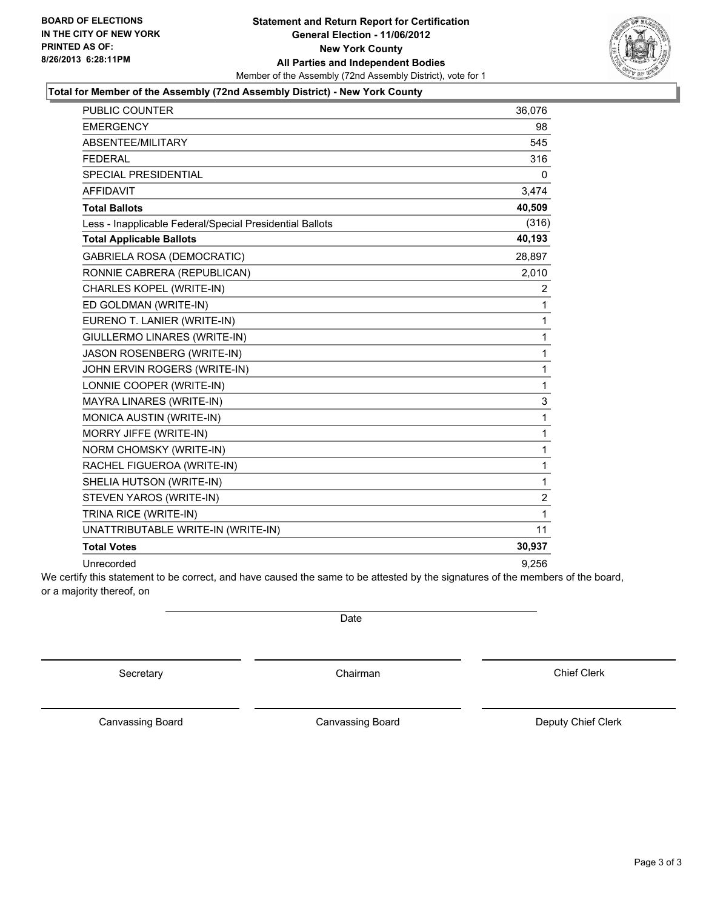**BOARD OF ELECTIONS IN THE CITY OF NEW YORK PRINTED AS OF: 8/26/2013 6:28:11PM**

**Statement and Return Report for Certification**
**General Election - 11/06/2012**
**New York County**
**All Parties and Independent Bodies**
Member of the Assembly (72nd Assembly District), vote for 1

### Total for Member of the Assembly (72nd Assembly District) - New York County

| | |
|---|---|
| PUBLIC COUNTER | 36,076 |
| EMERGENCY | 98 |
| ABSENTEE/MILITARY | 545 |
| FEDERAL | 316 |
| SPECIAL PRESIDENTIAL | 0 |
| AFFIDAVIT | 3,474 |
| **Total Ballots** | **40,509** |
| Less - Inapplicable Federal/Special Presidential Ballots | (316) |
| **Total Applicable Ballots** | **40,193** |
| GABRIELA ROSA (DEMOCRATIC) | 28,897 |
| RONNIE CABRERA (REPUBLICAN) | 2,010 |
| CHARLES KOPEL (WRITE-IN) | 2 |
| ED GOLDMAN (WRITE-IN) | 1 |
| EURENO T. LANIER (WRITE-IN) | 1 |
| GIULLERMO LINARES (WRITE-IN) | 1 |
| JASON ROSENBERG (WRITE-IN) | 1 |
| JOHN ERVIN ROGERS (WRITE-IN) | 1 |
| LONNIE COOPER (WRITE-IN) | 1 |
| MAYRA LINARES (WRITE-IN) | 3 |
| MONICA AUSTIN (WRITE-IN) | 1 |
| MORRY JIFFE (WRITE-IN) | 1 |
| NORM CHOMSKY (WRITE-IN) | 1 |
| RACHEL FIGUEROA (WRITE-IN) | 1 |
| SHELIA HUTSON (WRITE-IN) | 1 |
| STEVEN YAROS (WRITE-IN) | 2 |
| TRINA RICE (WRITE-IN) | 1 |
| UNATTRIBUTABLE WRITE-IN (WRITE-IN) | 11 |
| **Total Votes** | **30,937** |
| Unrecorded | 9,256 |

We certify this statement to be correct, and have caused the same to be attested by the signatures of the members of the board, or a majority thereof, on

Date

Secretary

Chairman

Chief Clerk

Canvassing Board

Canvassing Board

Deputy Chief Clerk